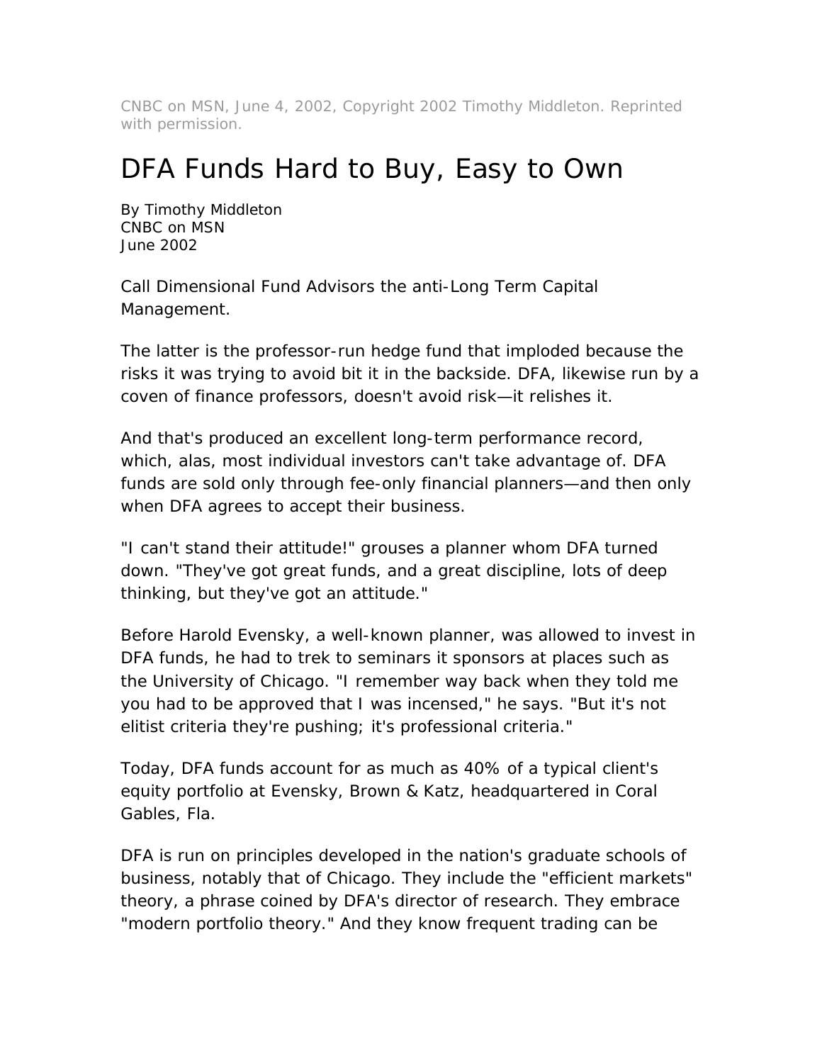CNBC on MSN, June 4, 2002, Copyright 2002 Timothy Middleton. Reprinted with permission.

# DFA Funds Hard to Buy, Easy to Own

By Timothy Middleton
CNBC on MSN
June 2002

Call Dimensional Fund Advisors the anti-Long Term Capital Management.

The latter is the professor-run hedge fund that imploded because the risks it was trying to avoid bit it in the backside. DFA, likewise run by a coven of finance professors, doesn't avoid risk—it relishes it.

And that's produced an excellent long-term performance record, which, alas, most individual investors can't take advantage of. DFA funds are sold only through fee-only financial planners—and then only when DFA agrees to accept their business.

"I can't stand their attitude!" grouses a planner whom DFA turned down. "They've got great funds, and a great discipline, lots of deep thinking, but they've got an attitude."

Before Harold Evensky, a well-known planner, was allowed to invest in DFA funds, he had to trek to seminars it sponsors at places such as the University of Chicago. "I remember way back when they told me you had to be approved that I was incensed," he says. "But it's not elitist criteria they're pushing; it's professional criteria."

Today, DFA funds account for as much as 40% of a typical client's equity portfolio at Evensky, Brown & Katz, headquartered in Coral Gables, Fla.

DFA is run on principles developed in the nation's graduate schools of business, notably that of Chicago. They include the "efficient markets" theory, a phrase coined by DFA's director of research. They embrace "modern portfolio theory." And they know frequent trading can be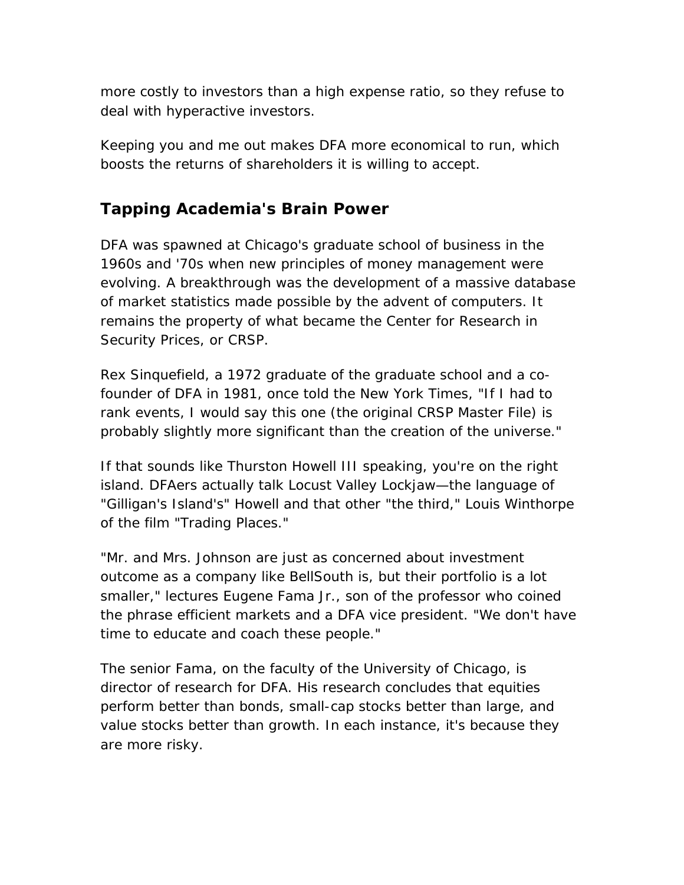more costly to investors than a high expense ratio, so they refuse to deal with hyperactive investors.

Keeping you and me out makes DFA more economical to run, which boosts the returns of shareholders it is willing to accept.

## Tapping Academia's Brain Power

DFA was spawned at Chicago's graduate school of business in the 1960s and '70s when new principles of money management were evolving. A breakthrough was the development of a massive database of market statistics made possible by the advent of computers. It remains the property of what became the Center for Research in Security Prices, or CRSP.

Rex Sinquefield, a 1972 graduate of the graduate school and a co-founder of DFA in 1981, once told the New York Times, "If I had to rank events, I would say this one (the original CRSP Master File) is probably slightly more significant than the creation of the universe."

If that sounds like Thurston Howell III speaking, you're on the right island. DFAers actually talk Locust Valley Lockjaw—the language of "Gilligan's Island's" Howell and that other "the third," Louis Winthorpe of the film "Trading Places."

"Mr. and Mrs. Johnson are just as concerned about investment outcome as a company like BellSouth is, but their portfolio is a lot smaller," lectures Eugene Fama Jr., son of the professor who coined the phrase efficient markets and a DFA vice president. "We don't have time to educate and coach these people."

The senior Fama, on the faculty of the University of Chicago, is director of research for DFA. His research concludes that equities perform better than bonds, small-cap stocks better than large, and value stocks better than growth. In each instance, it's because they are more risky.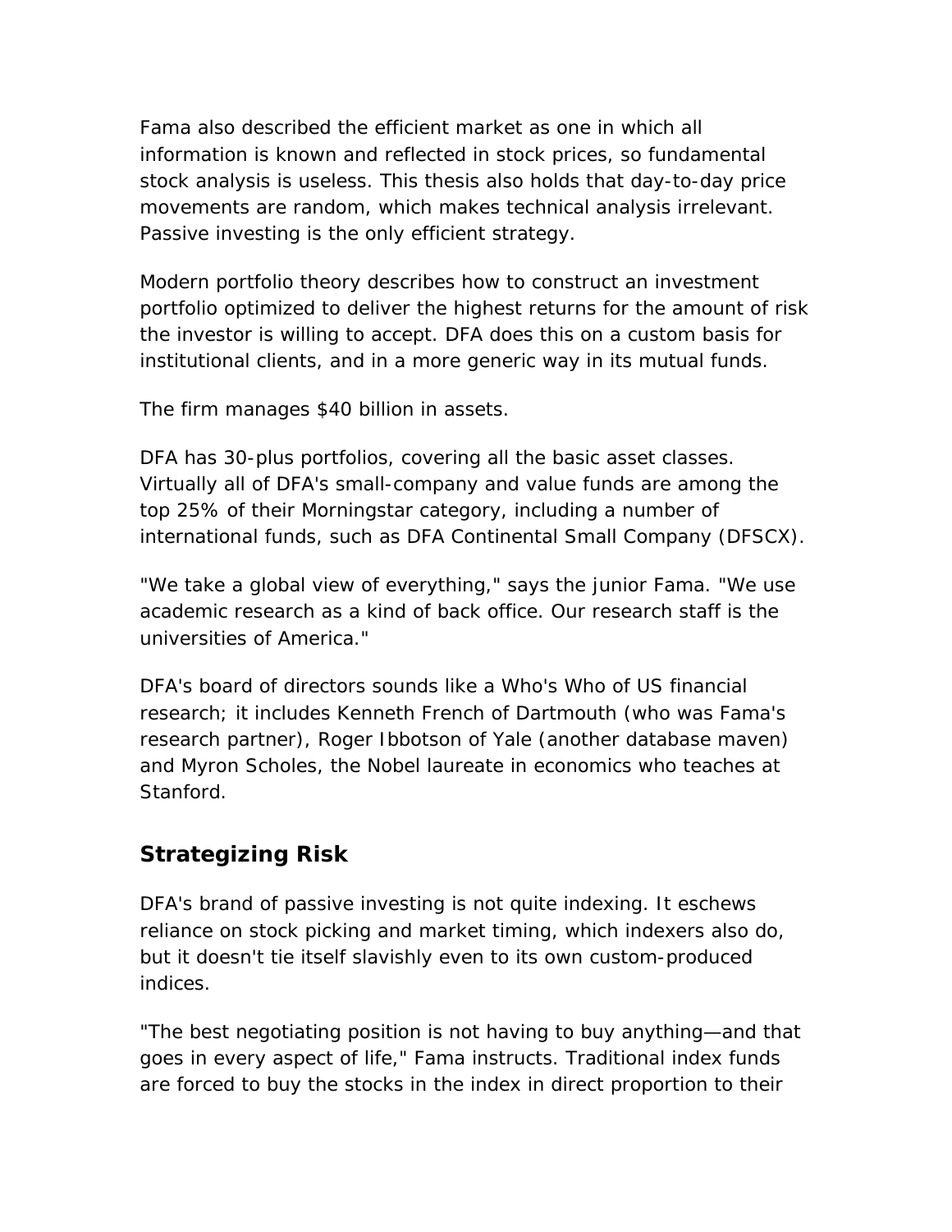Fama also described the efficient market as one in which all information is known and reflected in stock prices, so fundamental stock analysis is useless. This thesis also holds that day-to-day price movements are random, which makes technical analysis irrelevant. Passive investing is the only efficient strategy.

Modern portfolio theory describes how to construct an investment portfolio optimized to deliver the highest returns for the amount of risk the investor is willing to accept. DFA does this on a custom basis for institutional clients, and in a more generic way in its mutual funds.

The firm manages $40 billion in assets.

DFA has 30-plus portfolios, covering all the basic asset classes. Virtually all of DFA's small-company and value funds are among the top 25% of their Morningstar category, including a number of international funds, such as DFA Continental Small Company (DFSCX).

"We take a global view of everything," says the junior Fama. "We use academic research as a kind of back office. Our research staff is the universities of America."

DFA's board of directors sounds like a Who's Who of US financial research; it includes Kenneth French of Dartmouth (who was Fama's research partner), Roger Ibbotson of Yale (another database maven) and Myron Scholes, the Nobel laureate in economics who teaches at Stanford.

## Strategizing Risk

DFA's brand of passive investing is not quite indexing. It eschews reliance on stock picking and market timing, which indexers also do, but it doesn't tie itself slavishly even to its own custom-produced indices.

"The best negotiating position is not having to buy anything—and that goes in every aspect of life," Fama instructs. Traditional index funds are forced to buy the stocks in the index in direct proportion to their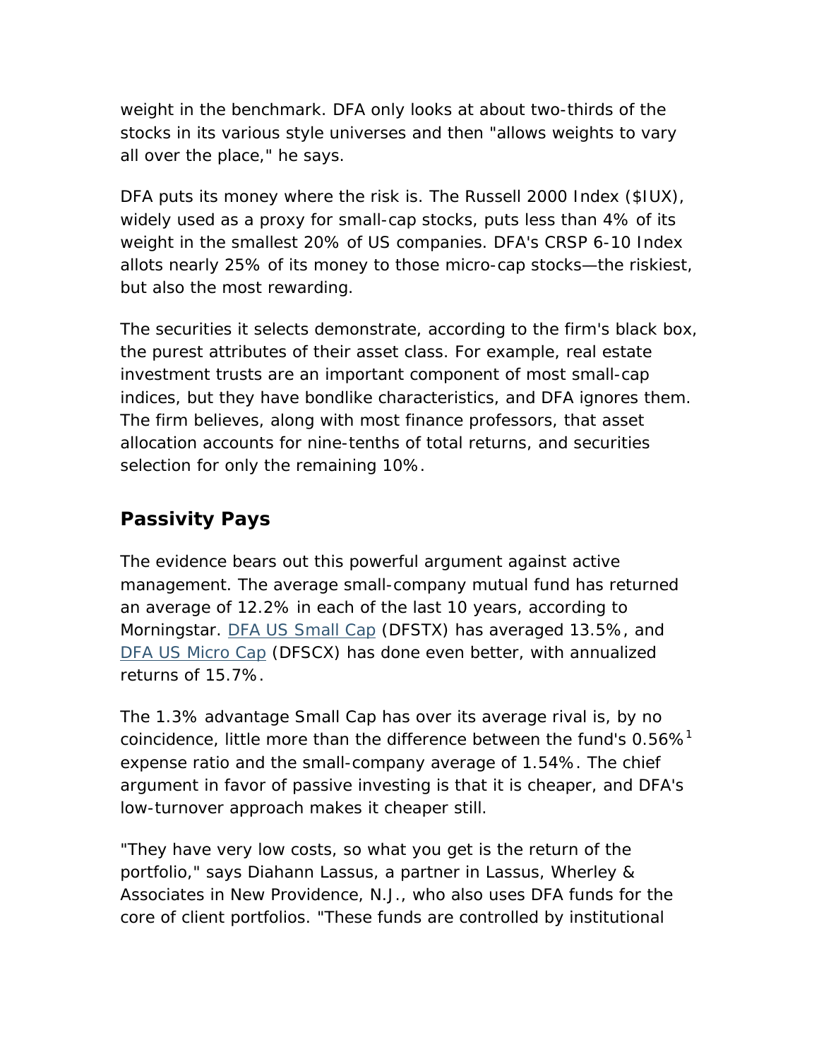weight in the benchmark. DFA only looks at about two-thirds of the stocks in its various style universes and then "allows weights to vary all over the place," he says.

DFA puts its money where the risk is. The Russell 2000 Index ($IUX), widely used as a proxy for small-cap stocks, puts less than 4% of its weight in the smallest 20% of US companies. DFA's CRSP 6-10 Index allots nearly 25% of its money to those micro-cap stocks—the riskiest, but also the most rewarding.

The securities it selects demonstrate, according to the firm's black box, the purest attributes of their asset class. For example, real estate investment trusts are an important component of most small-cap indices, but they have bondlike characteristics, and DFA ignores them. The firm believes, along with most finance professors, that asset allocation accounts for nine-tenths of total returns, and securities selection for only the remaining 10%.

## Passivity Pays

The evidence bears out this powerful argument against active management. The average small-company mutual fund has returned an average of 12.2% in each of the last 10 years, according to Morningstar. DFA US Small Cap (DFSTX) has averaged 13.5%, and DFA US Micro Cap (DFSCX) has done even better, with annualized returns of 15.7%.

The 1.3% advantage Small Cap has over its average rival is, by no coincidence, little more than the difference between the fund's 0.56%[1] expense ratio and the small-company average of 1.54%. The chief argument in favor of passive investing is that it is cheaper, and DFA's low-turnover approach makes it cheaper still.

"They have very low costs, so what you get is the return of the portfolio," says Diahann Lassus, a partner in Lassus, Wherley & Associates in New Providence, N.J., who also uses DFA funds for the core of client portfolios. "These funds are controlled by institutional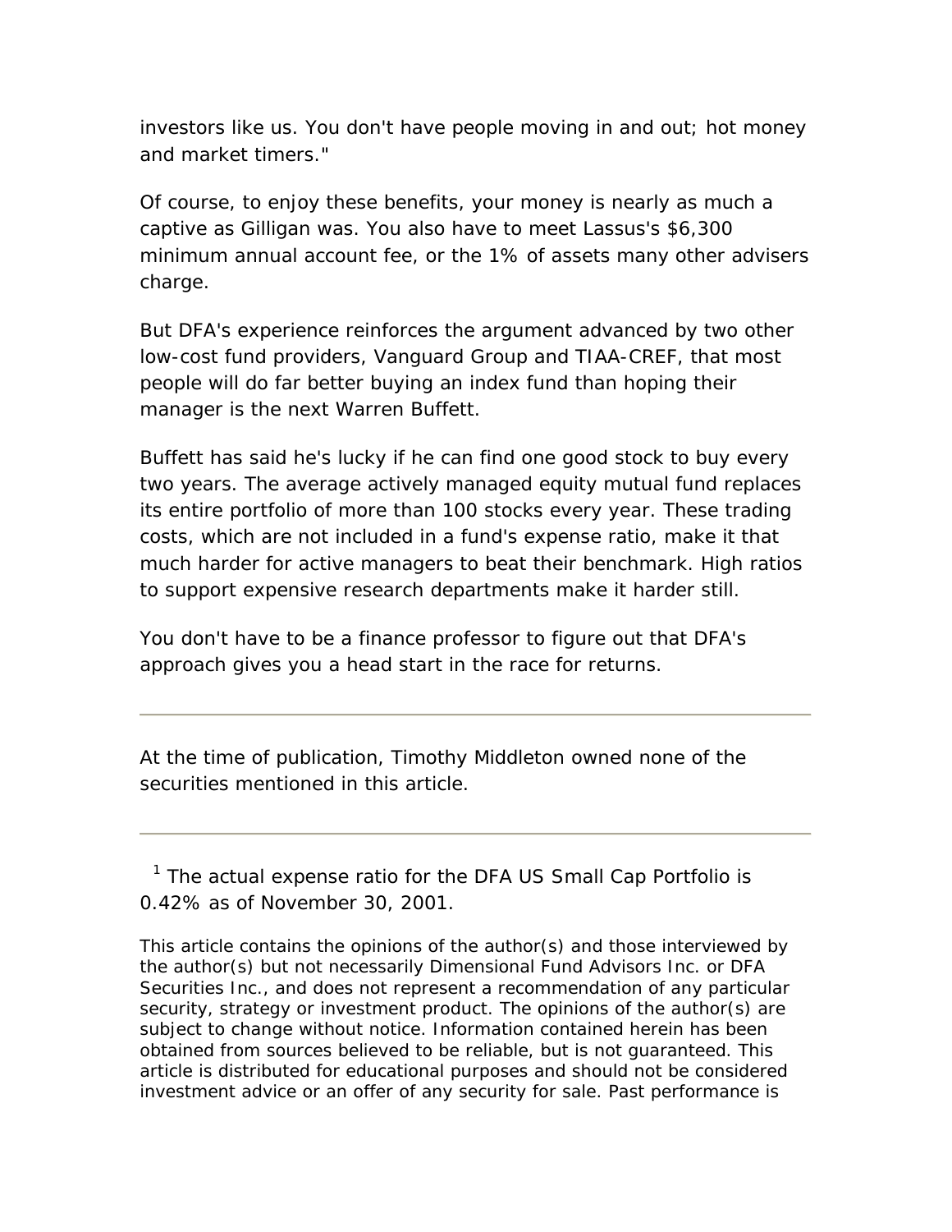investors like us. You don't have people moving in and out; hot money and market timers."

Of course, to enjoy these benefits, your money is nearly as much a captive as Gilligan was. You also have to meet Lassus's $6,300 minimum annual account fee, or the 1% of assets many other advisers charge.

But DFA's experience reinforces the argument advanced by two other low-cost fund providers, Vanguard Group and TIAA-CREF, that most people will do far better buying an index fund than hoping their manager is the next Warren Buffett.

Buffett has said he's lucky if he can find one good stock to buy every two years. The average actively managed equity mutual fund replaces its entire portfolio of more than 100 stocks every year. These trading costs, which are not included in a fund's expense ratio, make it that much harder for active managers to beat their benchmark. High ratios to support expensive research departments make it harder still.

You don't have to be a finance professor to figure out that DFA's approach gives you a head start in the race for returns.

---

At the time of publication, Timothy Middleton owned none of the securities mentioned in this article.

---

[1] The actual expense ratio for the DFA US Small Cap Portfolio is 0.42% as of November 30, 2001.

This article contains the opinions of the author(s) and those interviewed by the author(s) but not necessarily Dimensional Fund Advisors Inc. or DFA Securities Inc., and does not represent a recommendation of any particular security, strategy or investment product. The opinions of the author(s) are subject to change without notice. Information contained herein has been obtained from sources believed to be reliable, but is not guaranteed. This article is distributed for educational purposes and should not be considered investment advice or an offer of any security for sale. Past performance is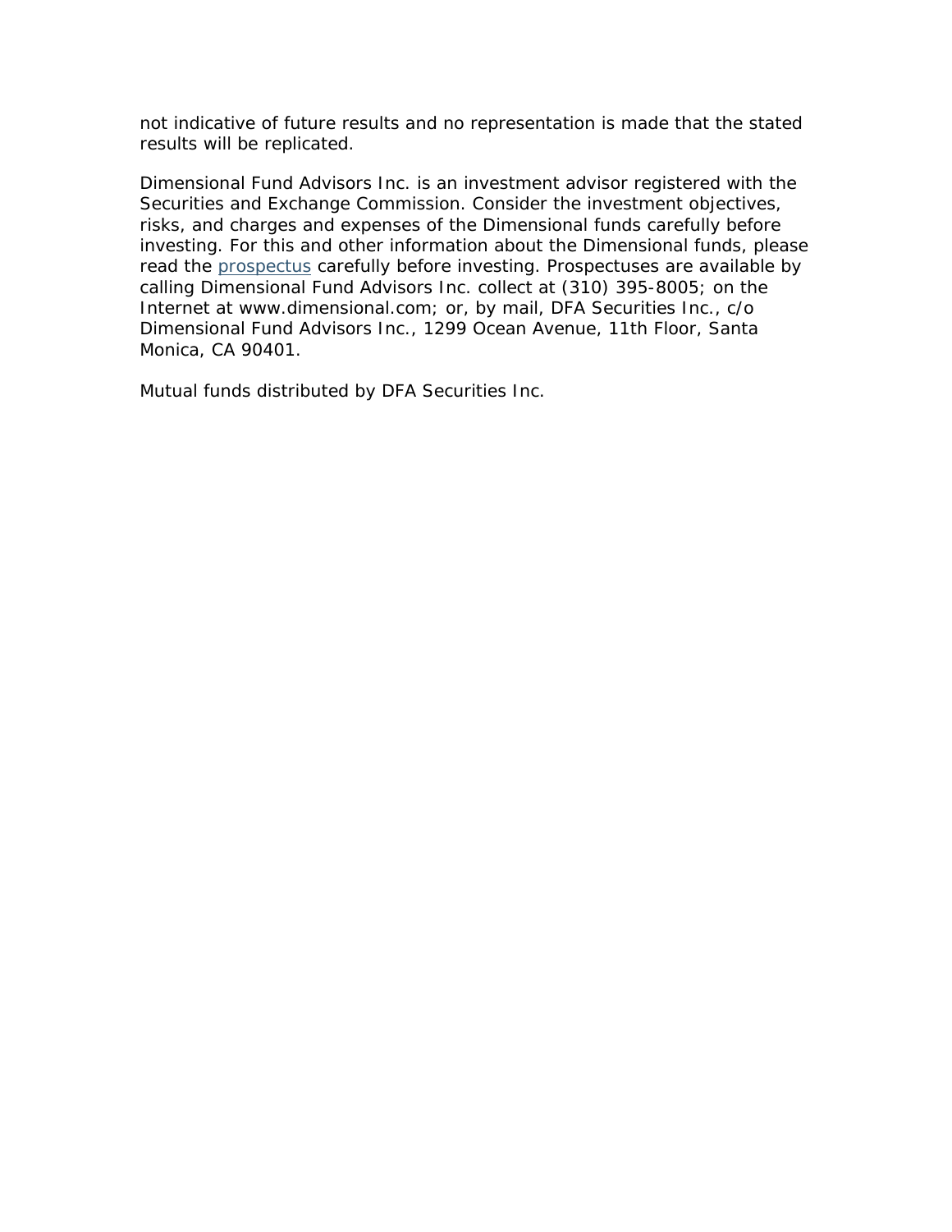not indicative of future results and no representation is made that the stated results will be replicated.

Dimensional Fund Advisors Inc. is an investment advisor registered with the Securities and Exchange Commission. Consider the investment objectives, risks, and charges and expenses of the Dimensional funds carefully before investing. For this and other information about the Dimensional funds, please read the prospectus carefully before investing. Prospectuses are available by calling Dimensional Fund Advisors Inc. collect at (310) 395-8005; on the Internet at www.dimensional.com; or, by mail, DFA Securities Inc., c/o Dimensional Fund Advisors Inc., 1299 Ocean Avenue, 11th Floor, Santa Monica, CA 90401.

Mutual funds distributed by DFA Securities Inc.